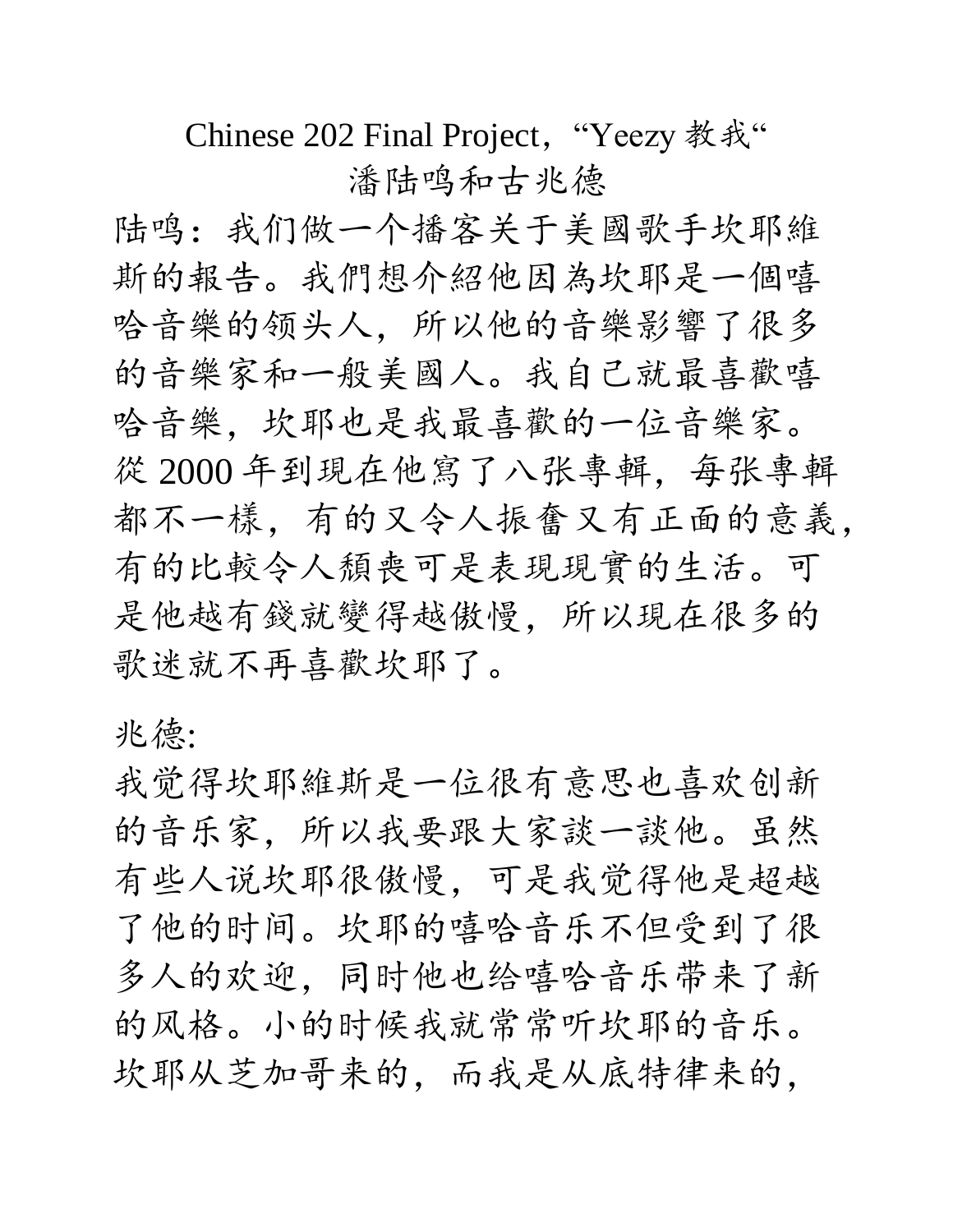Chinese 202 Final Project，“Yeezy 教我“

潘陆鸣和古兆德

陆鸣：我们做一个播客关于美國歌手坎耶維斯的報告。我們想介紹他因為坎耶是一個嘻哈音樂的领头人，所以他的音樂影響了很多的音樂家和一般美國人。我自己就最喜歡嘻哈音樂，坎耶也是我最喜歡的一位音樂家。從 2000 年到現在他寫了八张專輯，每张專輯都不一樣，有的又令人振奮又有正面的意義，有的比較令人頹喪可是表現現實的生活。可是他越有錢就變得越傲慢，所以現在很多的歌迷就不再喜歡坎耶了。

兆德:

我觉得坎耶維斯是一位很有意思也喜欢创新的音乐家，所以我要跟大家談一談他。虽然有些人说坎耶很傲慢，可是我觉得他是超越了他的时间。坎耶的嘻哈音乐不但受到了很多人的欢迎，同时他也给嘻哈音乐带来了新的风格。小的时候我就常常听坎耶的音乐。坎耶从芝加哥来的，而我是从底特律来的，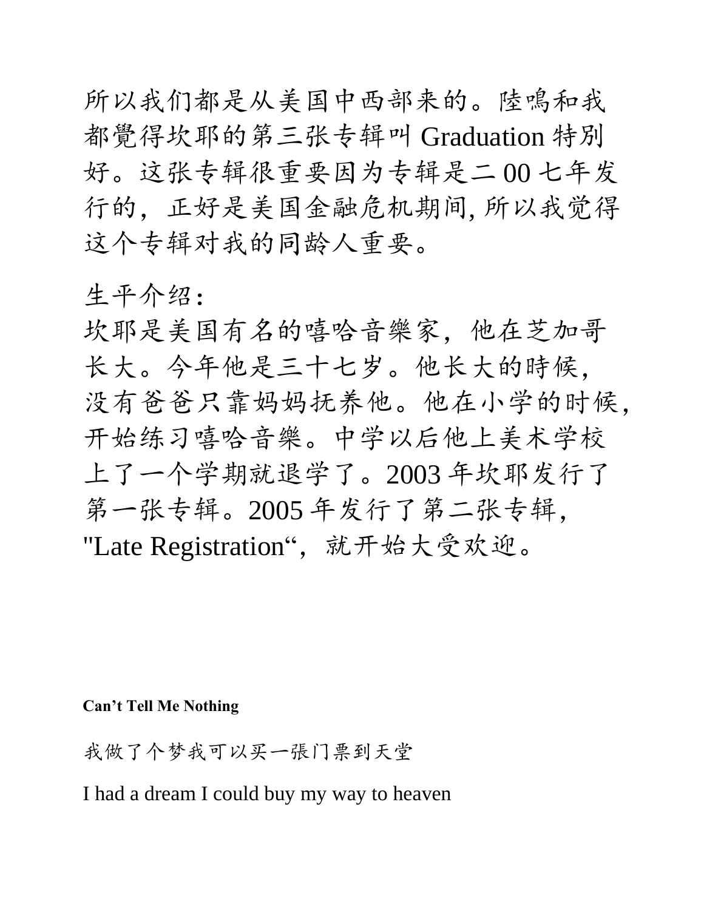所以我们都是从美国中西部来的。陸鳴和我都覺得坎耶的第三张专辑叫 Graduation 特别好。这张专辑很重要因为专辑是二 00 七年发行的，正好是美国金融危机期间, 所以我觉得这个专辑对我的同龄人重要。

生平介绍:
坎耶是美国有名的嘻哈音樂家，他在芝加哥长大。今年他是三十七岁。他长大的時候，没有爸爸只靠妈妈抚养他。他在小学的时候，开始练习嘻哈音樂。中学以后他上美术学校上了一个学期就退学了。2003 年坎耶发行了第一张专辑。2005 年发行了第二张专辑，"Late Registration“，就开始大受欢迎。

**Can't Tell Me Nothing**

我做了个梦我可以买一張门票到天堂

I had a dream I could buy my way to heaven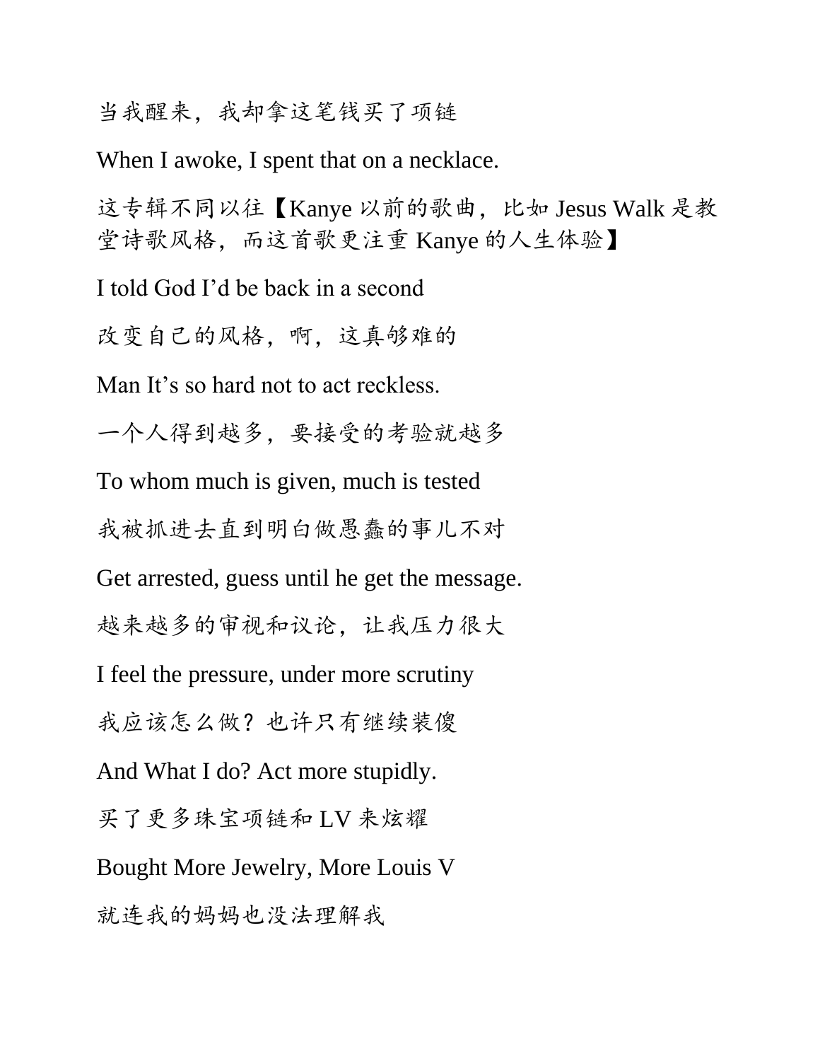当我醒来，我却拿这笔钱买了项链

When I awoke, I spent that on a necklace.

这专辑不同以往【Kanye 以前的歌曲，比如 Jesus Walk 是教堂诗歌风格，而这首歌更注重 Kanye 的人生体验】

I told God I’d be back in a second

改变自己的风格，啊，这真够难的

Man It’s so hard not to act reckless.

一个人得到越多，要接受的考验就越多

To whom much is given, much is tested

我被抓进去直到明白做愚蠢的事儿不对

Get arrested, guess until he get the message.

越来越多的审视和议论，让我压力很大

I feel the pressure, under more scrutiny

我应该怎么做？也许只有继续装傻

And What I do? Act more stupidly.

买了更多珠宝项链和 LV 来炫耀

Bought More Jewelry, More Louis V

就连我的妈妈也没法理解我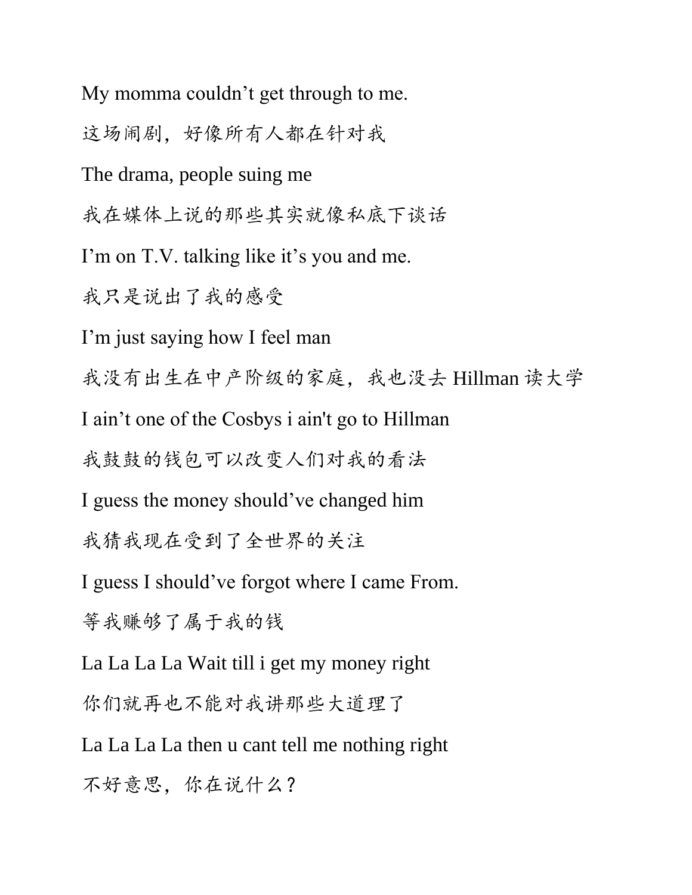My momma couldn't get through to me.

这场闹剧，好像所有人都在针对我

The drama, people suing me

我在媒体上说的那些其实就像私底下谈话

I'm on T.V. talking like it's you and me.

我只是说出了我的感受

I'm just saying how I feel man

我没有出生在中产阶级的家庭，我也没去 Hillman 读大学

I ain't one of the Cosbys i ain't go to Hillman

我鼓鼓的钱包可以改变人们对我的看法

I guess the money should've changed him

我猜我现在受到了全世界的关注

I guess I should've forgot where I came From.

等我赚够了属于我的钱

La La La La Wait till i get my money right

你们就再也不能对我讲那些大道理了

La La La La then u cant tell me nothing right

不好意思，你在说什么？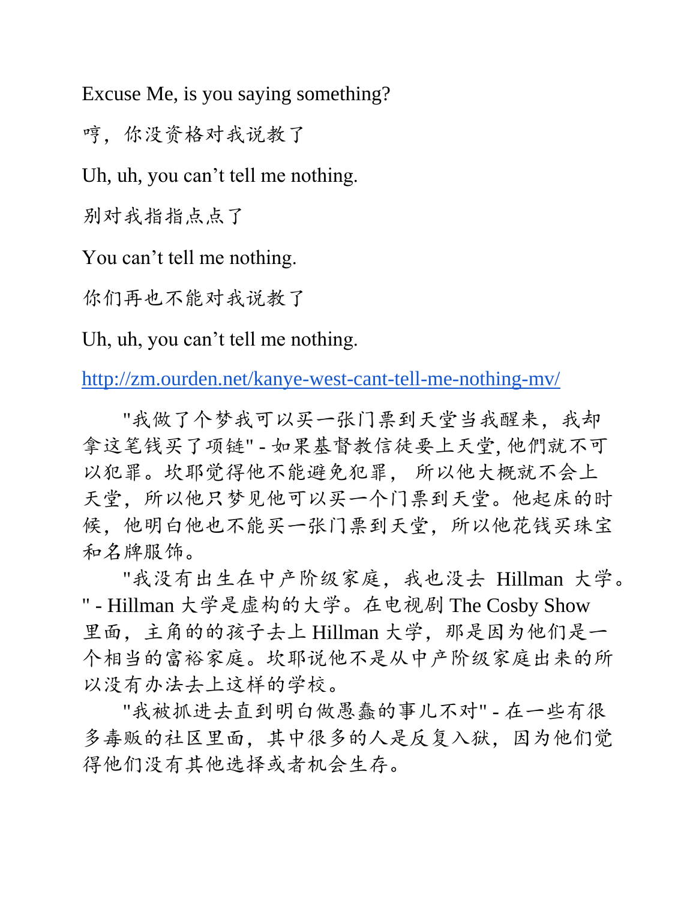Excuse Me, is you saying something?

哼，你没资格对我说教了

Uh, uh, you can’t tell me nothing.

别对我指指点点了

You can’t tell me nothing.

你们再也不能对我说教了

Uh, uh, you can’t tell me nothing.

http://zm.ourden.net/kanye-west-cant-tell-me-nothing-mv/

"我做了个梦我可以买一张门票到天堂当我醒来，我却拿这笔钱买了项链" - 如果基督教信徒要上天堂, 他們就不可以犯罪。坎耶觉得他不能避免犯罪， 所以他大概就不会上天堂，所以他只梦见他可以买一个门票到天堂。他起床的时候，他明白他也不能买一张门票到天堂，所以他花钱买珠宝和名牌服饰。

"我没有出生在中产阶级家庭，我也没去 Hillman 大学。" - Hillman 大学是虚构的大学。在电视剧 The Cosby Show 里面，主角的的孩子去上 Hillman 大学，那是因为他们是一个相当的富裕家庭。坎耶说他不是从中产阶级家庭出来的所以没有办法去上这样的学校。

"我被抓进去直到明白做愚蠢的事儿不对" - 在一些有很多毒贩的社区里面，其中很多的人是反复入狱，因为他们觉得他们没有其他选择或者机会生存。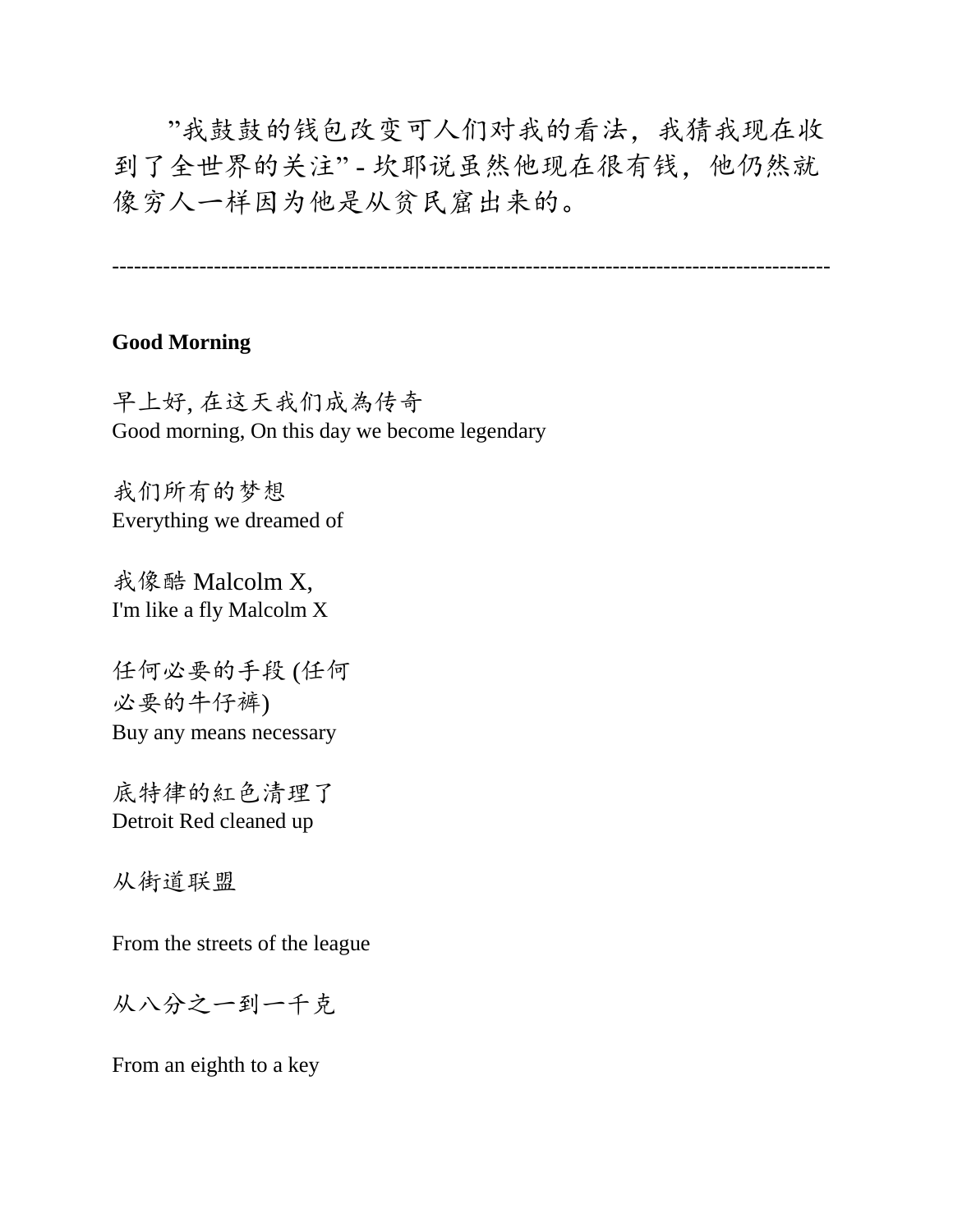"我鼓鼓的钱包改变可人们对我的看法，我猜我现在收到了全世界的关注" - 坎耶说虽然他现在很有钱，他仍然就像穷人一样因为他是从贫民窟出来的。

---

**Good Morning**

早上好, 在这天我们成為传奇
Good morning, On this day we become legendary

我们所有的梦想
Everything we dreamed of

我像酷 Malcolm X,
I'm like a fly Malcolm X

任何必要的手段 (任何必要的牛仔裤)
Buy any means necessary

底特律的紅色清理了
Detroit Red cleaned up

从街道联盟

From the streets of the league

从八分之一到一千克

From an eighth to a key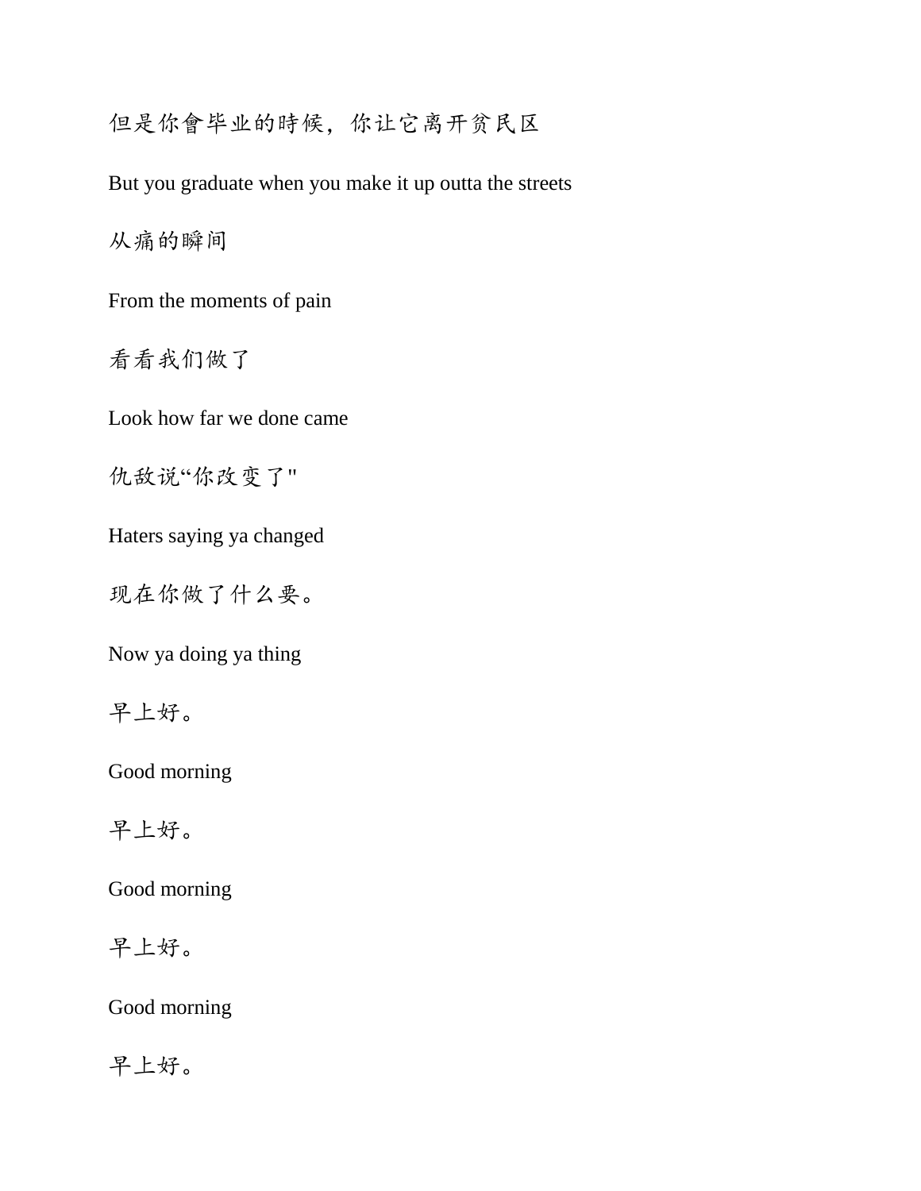但是你會毕业的時候，你让它离开贫民区

But you graduate when you make it up outta the streets

从痛的瞬间

From the moments of pain

看看我们做了

Look how far we done came

仇敌说“你改变了"

Haters saying ya changed

现在你做了什么要。

Now ya doing ya thing

早上好。

Good morning

早上好。

Good morning

早上好。

Good morning

早上好。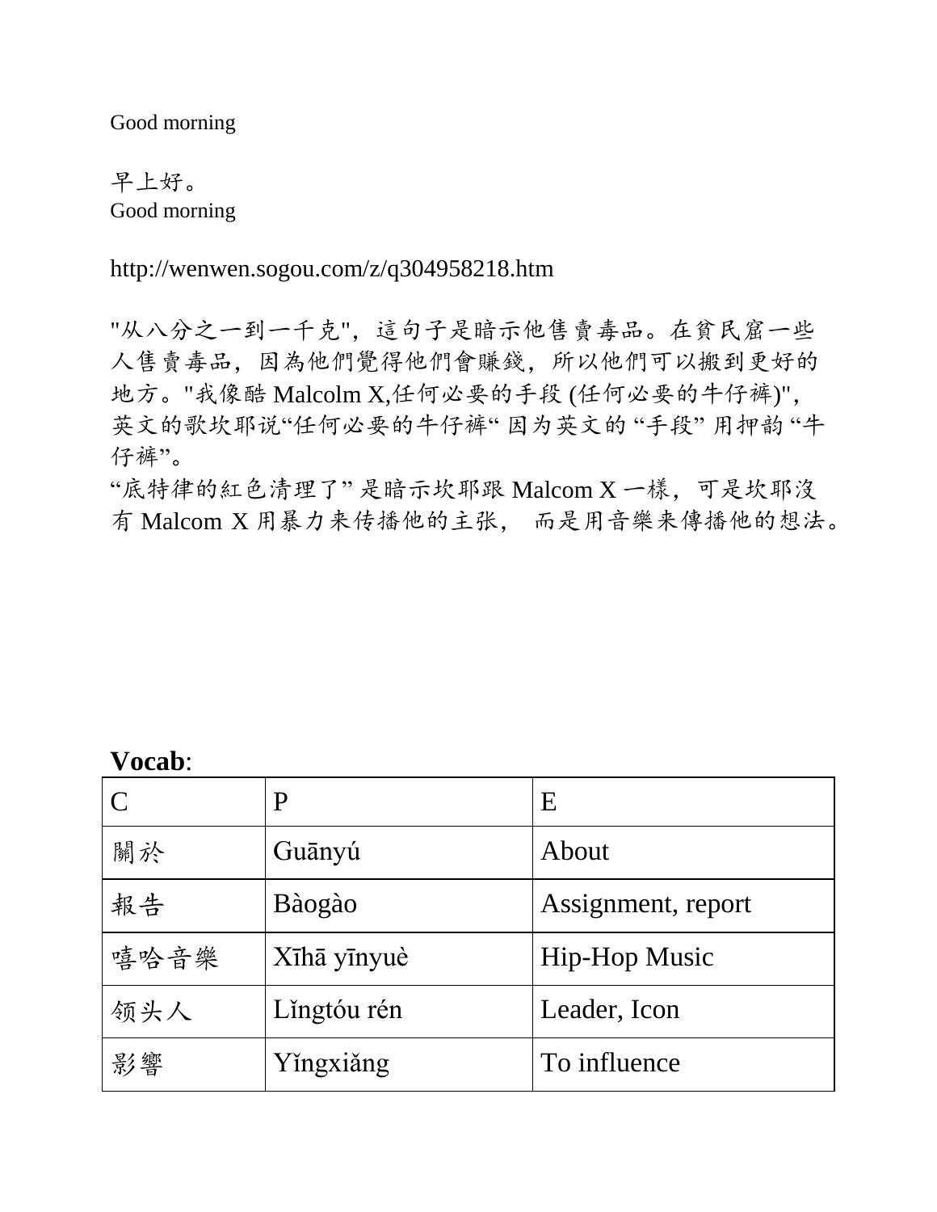Good morning

早上好。
Good morning

http://wenwen.sogou.com/z/q304958218.htm

"从八分之一到一千克"，這句子是暗示他售賣毒品。在貧民窟一些人售賣毒品，因為他們覺得他們會賺錢，所以他們可以搬到更好的地方。"我像酷 Malcolm X,任何必要的手段 (任何必要的牛仔裤)"，英文的歌坎耶说"任何必要的牛仔裤" 因为英文的 "手段" 用押韵 "牛仔裤"。
"底特律的紅色清理了" 是暗示坎耶跟 Malcom X 一樣，可是坎耶沒有 Malcom X 用暴力来传播他的主张， 而是用音樂来傳播他的想法。

**Vocab**:

| C | P | E |
|---|---|---|
| 關於 | Guānyú | About |
| 報告 | Bàogào | Assignment, report |
| 嘻哈音樂 | Xīhā yīnyuè | Hip-Hop Music |
| 领头人 | Lǐngtóu rén | Leader, Icon |
| 影響 | Yǐngxiǎng | To influence |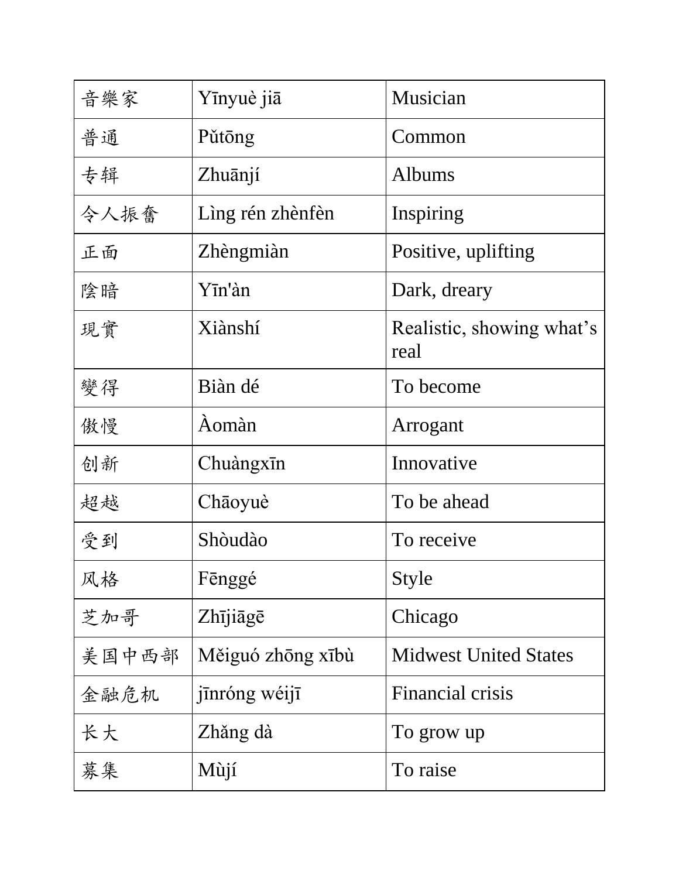| 音樂家 | Yīnyuè jiā | Musician |
| --- | --- | --- |
| 普通 | Pǔtōng | Common |
| 专辑 | Zhuānjí | Albums |
| 令人振奮 | Lìng rén zhènfèn | Inspiring |
| 正面 | Zhèngmiàn | Positive, uplifting |
| 陰暗 | Yīn'àn | Dark, dreary |
| 現實 | Xiànshí | Realistic, showing what's real |
| 變得 | Biàn dé | To become |
| 傲慢 | Àomàn | Arrogant |
| 创新 | Chuàngxīn | Innovative |
| 超越 | Chāoyuè | To be ahead |
| 受到 | Shòudào | To receive |
| 风格 | Fēnggé | Style |
| 芝加哥 | Zhījiāgē | Chicago |
| 美国中西部 | Měiguó zhōng xībù | Midwest United States |
| 金融危机 | jīnróng wéijī | Financial crisis |
| 长大 | Zhǎng dà | To grow up |
| 募集 | Mùjí | To raise |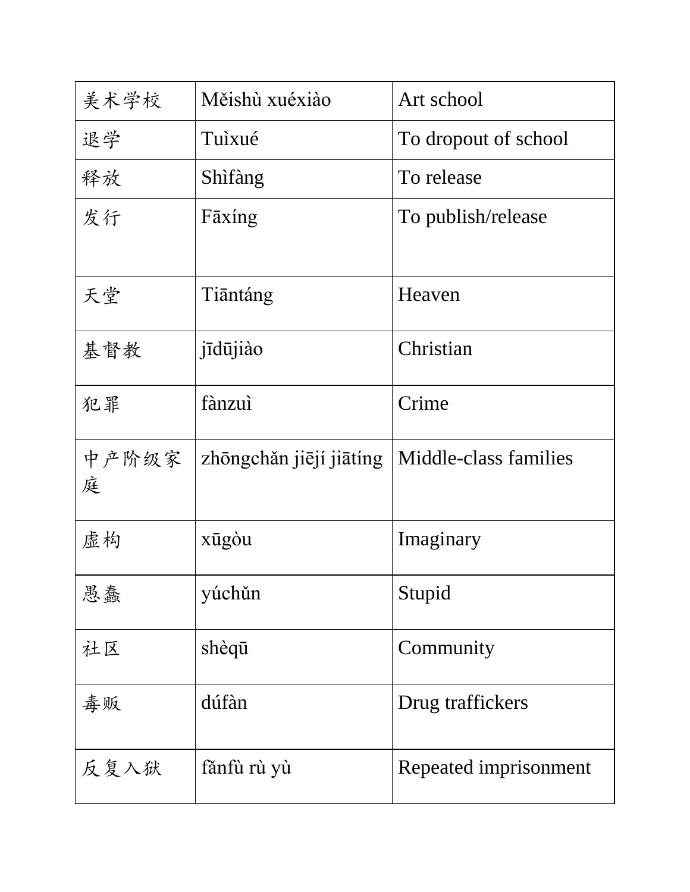| 美术学校 | Měishù xuéxiào | Art school |
|---|---|---|
| 退学 | Tuìxué | To dropout of school |
| 释放 | Shìfàng | To release |
| 发行 | Fāxíng | To publish/release |
| 天堂 | Tiāntáng | Heaven |
| 基督教 | jīdūjiào | Christian |
| 犯罪 | fànzuì | Crime |
| 中产阶级家庭 | zhōngchǎn jiējí jiātíng | Middle-class families |
| 虚构 | xūgòu | Imaginary |
| 愚蠢 | yúchǔn | Stupid |
| 社区 | shèqū | Community |
| 毒贩 | dúfàn | Drug traffickers |
| 反复入狱 | fǎnfù rù yù | Repeated imprisonment |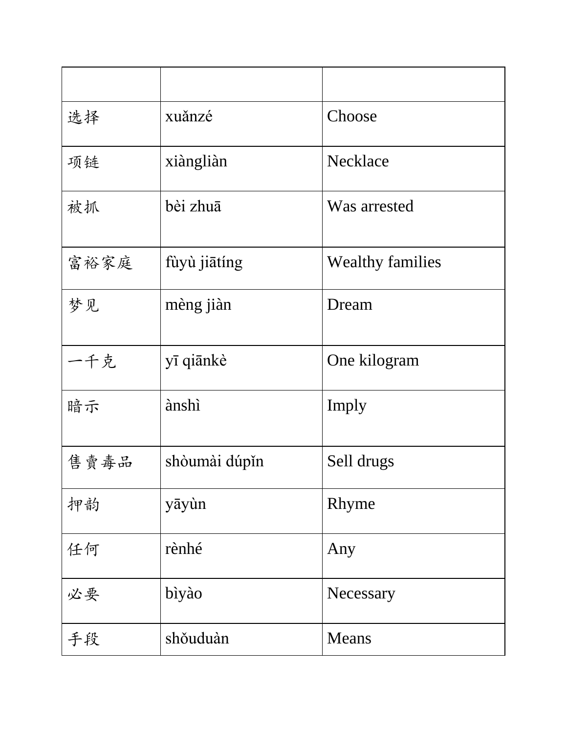| | | |
|---|---|---|
| 选择 | xuǎnzé | Choose |
| 项链 | xiàngliàn | Necklace |
| 被抓 | bèi zhuā | Was arrested |
| 富裕家庭 | fùyù jiātíng | Wealthy families |
| 梦见 | mèng jiàn | Dream |
| 一千克 | yī qiānkè | One kilogram |
| 暗示 | ànshì | Imply |
| 售賣毒品 | shòumài dúpǐn | Sell drugs |
| 押韵 | yāyùn | Rhyme |
| 任何 | rènhé | Any |
| 必要 | bìyào | Necessary |
| 手段 | shǒuduàn | Means |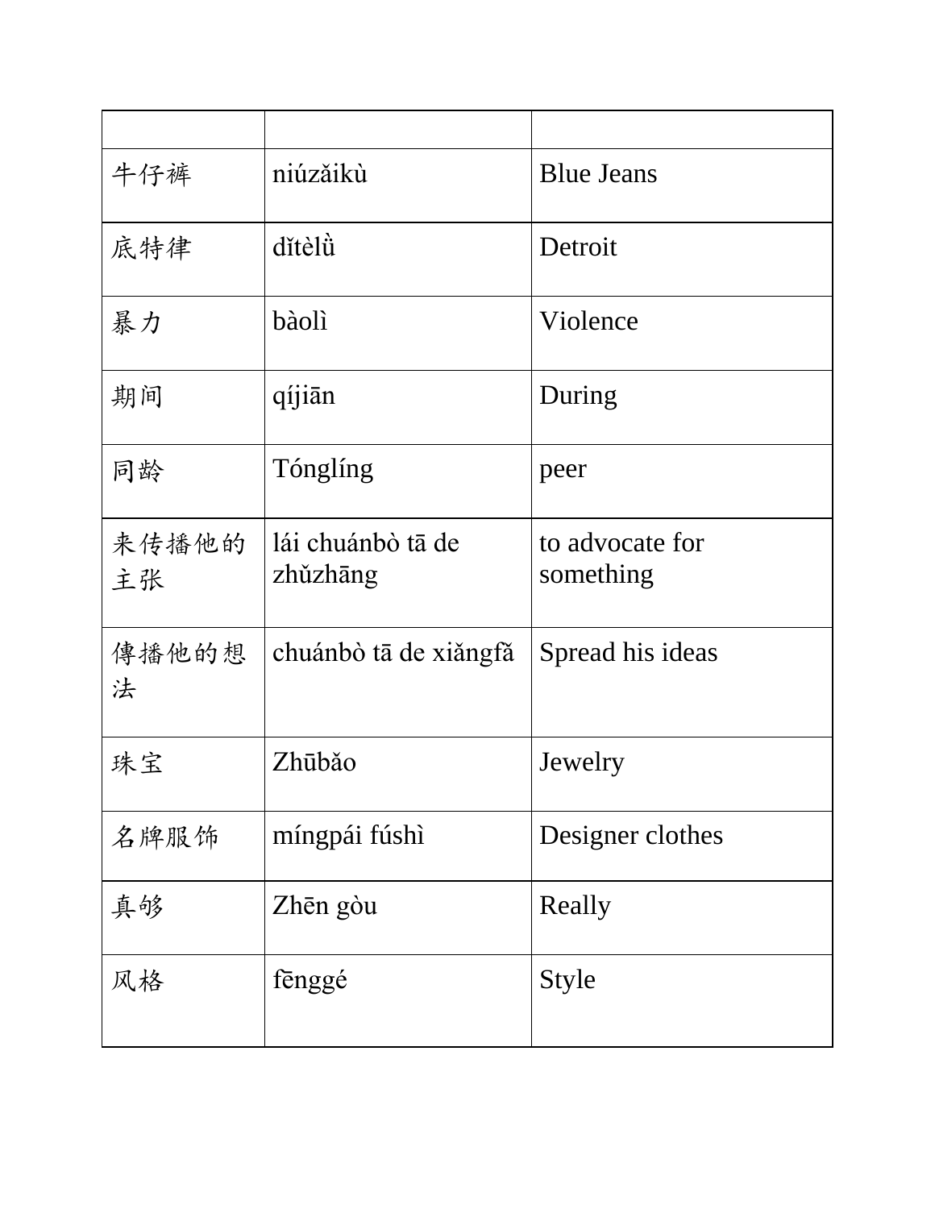| | | |
|---|---|---|
| 牛仔裤 | niúzǎikù | Blue Jeans |
| 底特律 | dǐtèlǜ | Detroit |
| 暴力 | bàolì | Violence |
| 期间 | qíjiān | During |
| 同龄 | Tónglíng | peer |
| 来传播他的主张 | lái chuánbò tā de zhǔzhāng | to advocate for something |
| 傳播他的想法 | chuánbò tā de xiǎngfǎ | Spread his ideas |
| 珠宝 | Zhūbǎo | Jewelry |
| 名牌服饰 | míngpái fúshì | Designer clothes |
| 真够 | Zhēn gòu | Really |
| 风格 | fēnggé | Style |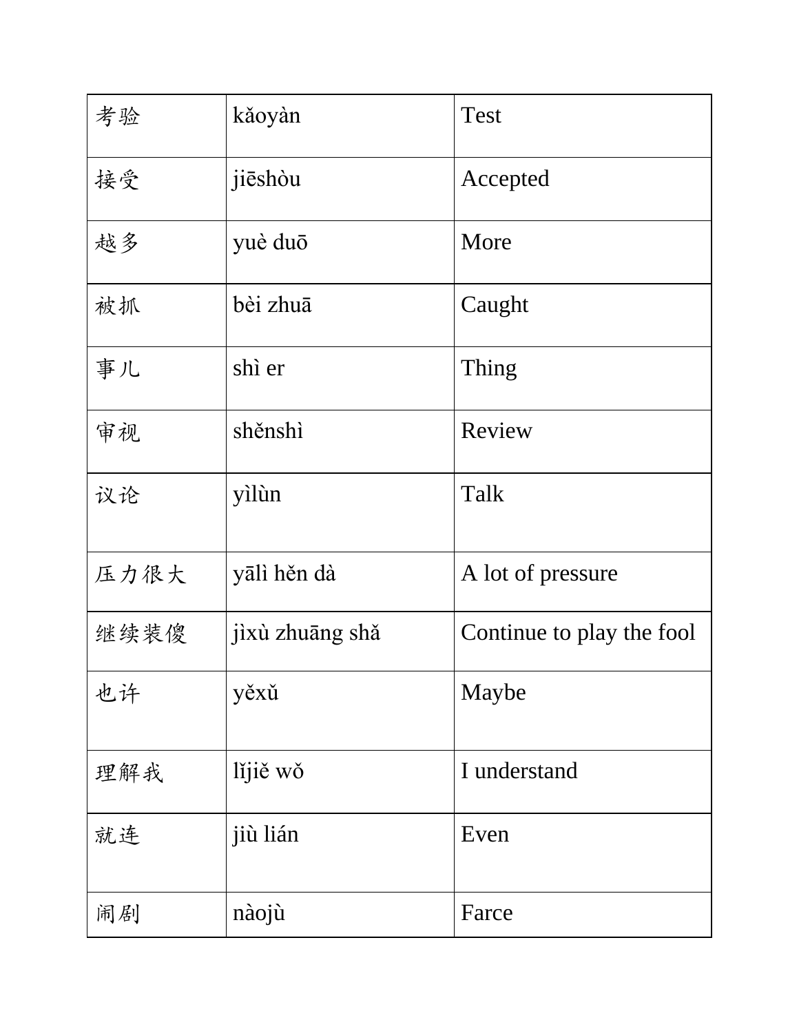| 考验 | kǎoyàn | Test |
| --- | --- | --- |
| 接受 | jiēshòu | Accepted |
| 越多 | yuè duō | More |
| 被抓 | bèi zhuā | Caught |
| 事儿 | shì er | Thing |
| 审视 | shěnshì | Review |
| 议论 | yìlùn | Talk |
| 压力很大 | yālì hěn dà | A lot of pressure |
| 继续装傻 | jìxù zhuāng shǎ | Continue to play the fool |
| 也许 | yěxǔ | Maybe |
| 理解我 | lǐjiě wǒ | I understand |
| 就连 | jiù lián | Even |
| 闹剧 | nàojù | Farce |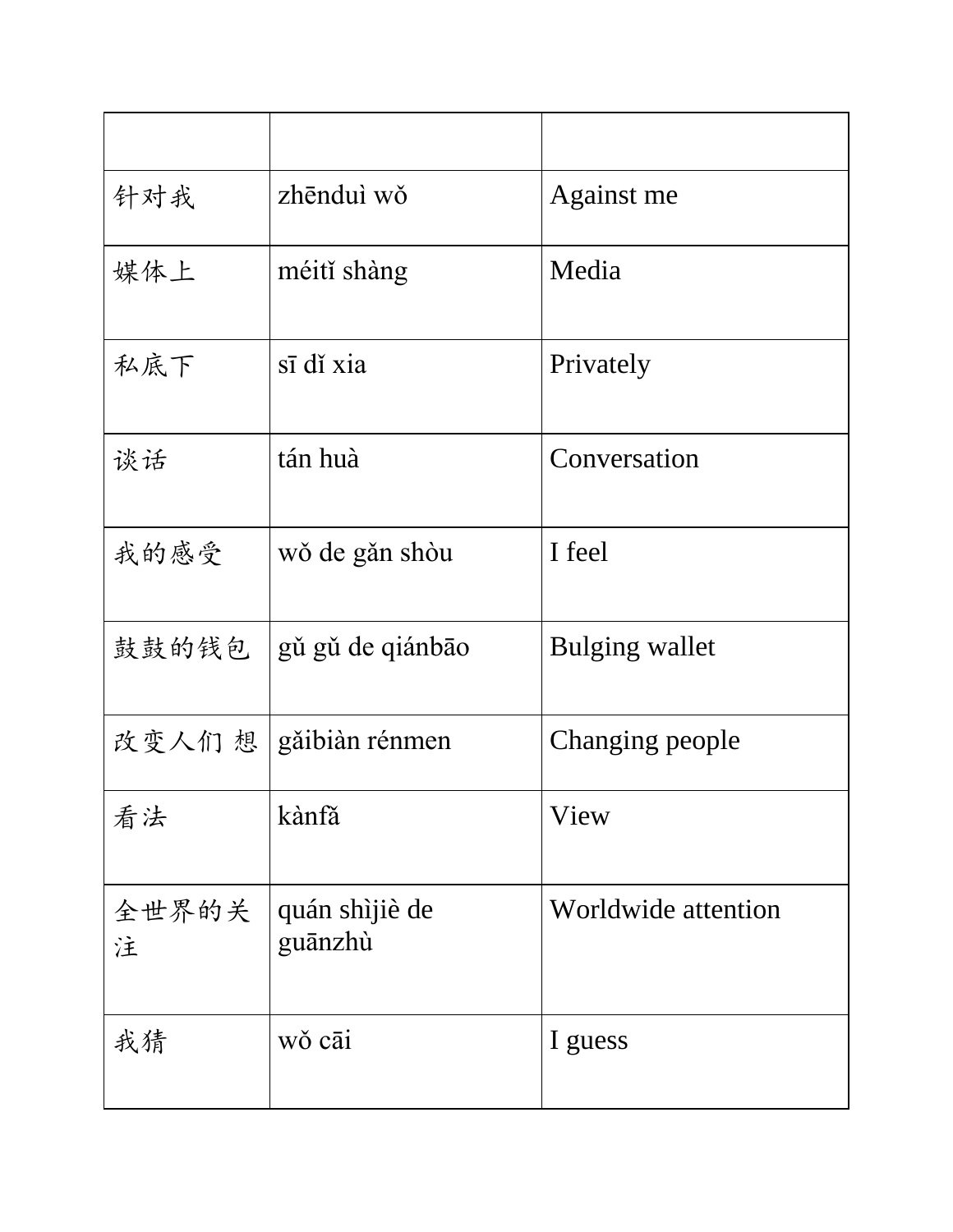| | | |
|---|---|---|
| 针对我 | zhēnduì wǒ | Against me |
| 媒体上 | méitǐ shàng | Media |
| 私底下 | sī dǐ xia | Privately |
| 谈话 | tán huà | Conversation |
| 我的感受 | wǒ de gǎn shòu | I feel |
| 鼓鼓的钱包 | gǔ gǔ de qiánbāo | Bulging wallet |
| 改变人们 想 | gǎibiàn rénmen | Changing people |
| 看法 | kànfǎ | View |
| 全世界的关注 | quán shìjiè de guānzhù | Worldwide attention |
| 我猜 | wǒ cāi | I guess |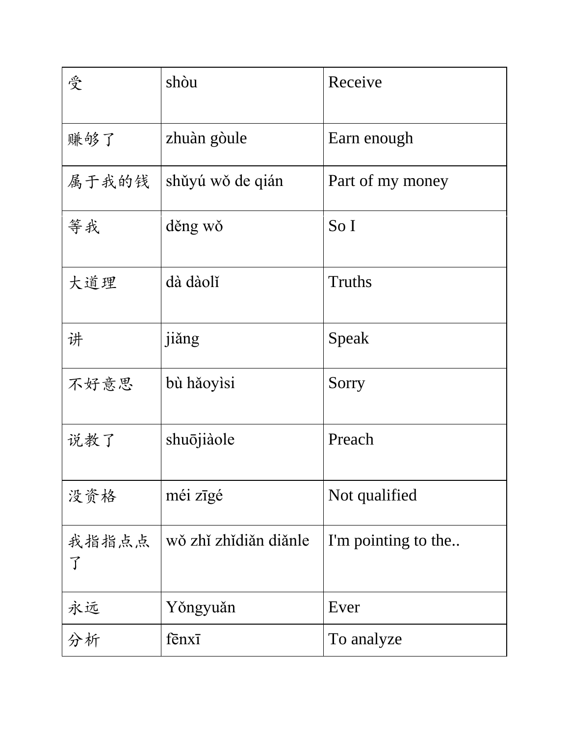| 受 | shòu | Receive |
|---|---|---|
| 赚够了 | zhuàn gòule | Earn enough |
| 属于我的钱 | shǔyú wǒ de qián | Part of my money |
| 等我 | děng wǒ | So I |
| 大道理 | dà dàolǐ | Truths |
| 讲 | jiǎng | Speak |
| 不好意思 | bù hǎoyìsi | Sorry |
| 说教了 | shuōjiàole | Preach |
| 没资格 | méi zīgé | Not qualified |
| 我指指点点了 | wǒ zhǐ zhǐdiǎn diǎnle | I'm pointing to the.. |
| 永远 | Yǒngyuǎn | Ever |
| 分析 | fēnxī | To analyze |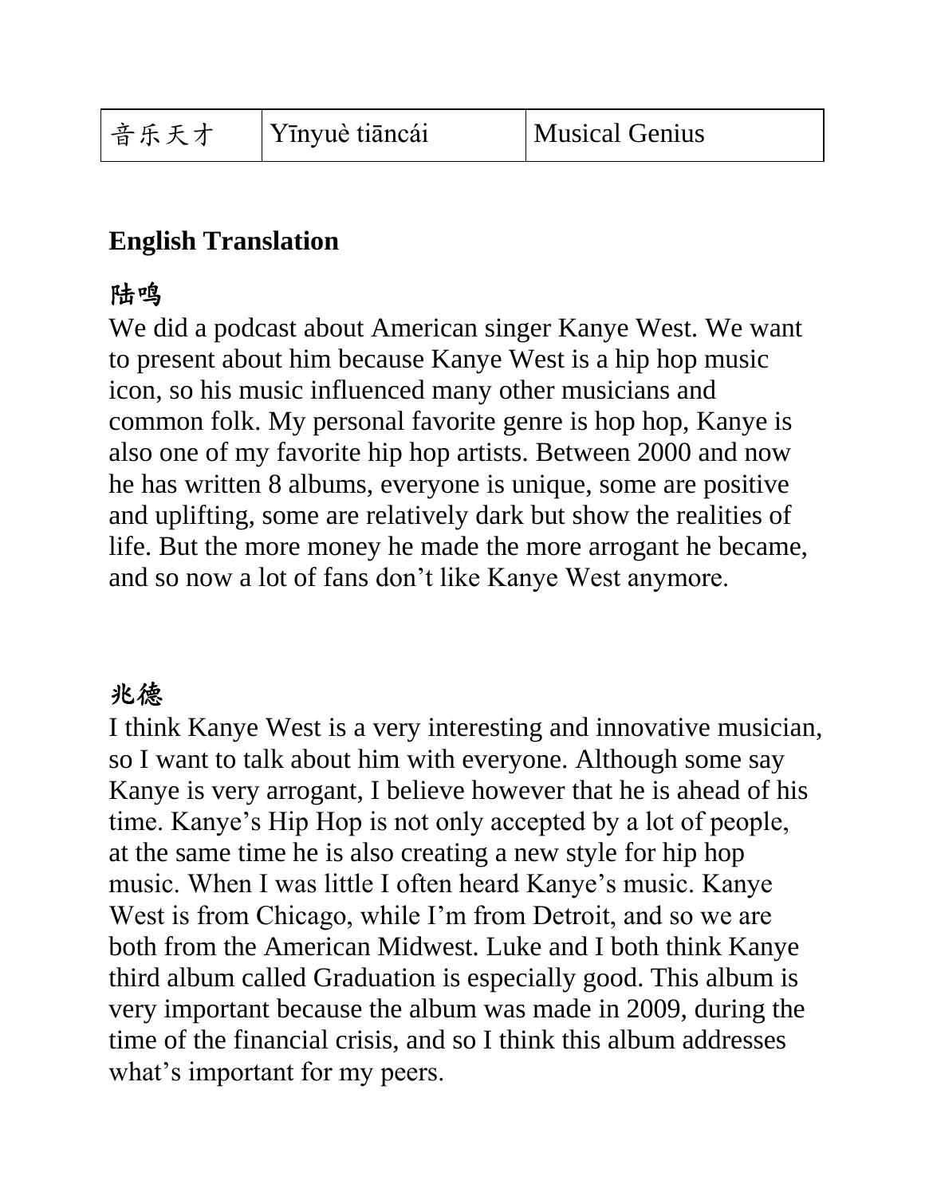| 音乐天才 | Yīnyuè tiāncái | Musical Genius |
| --- | --- | --- |

## English Translation

**陆鸣**

We did a podcast about American singer Kanye West. We want to present about him because Kanye West is a hip hop music icon, so his music influenced many other musicians and common folk. My personal favorite genre is hop hop, Kanye is also one of my favorite hip hop artists. Between 2000 and now he has written 8 albums, everyone is unique, some are positive and uplifting, some are relatively dark but show the realities of life. But the more money he made the more arrogant he became, and so now a lot of fans don't like Kanye West anymore.

**兆德**

I think Kanye West is a very interesting and innovative musician, so I want to talk about him with everyone. Although some say Kanye is very arrogant, I believe however that he is ahead of his time. Kanye's Hip Hop is not only accepted by a lot of people, at the same time he is also creating a new style for hip hop music. When I was little I often heard Kanye's music. Kanye West is from Chicago, while I'm from Detroit, and so we are both from the American Midwest. Luke and I both think Kanye third album called Graduation is especially good. This album is very important because the album was made in 2009, during the time of the financial crisis, and so I think this album addresses what's important for my peers.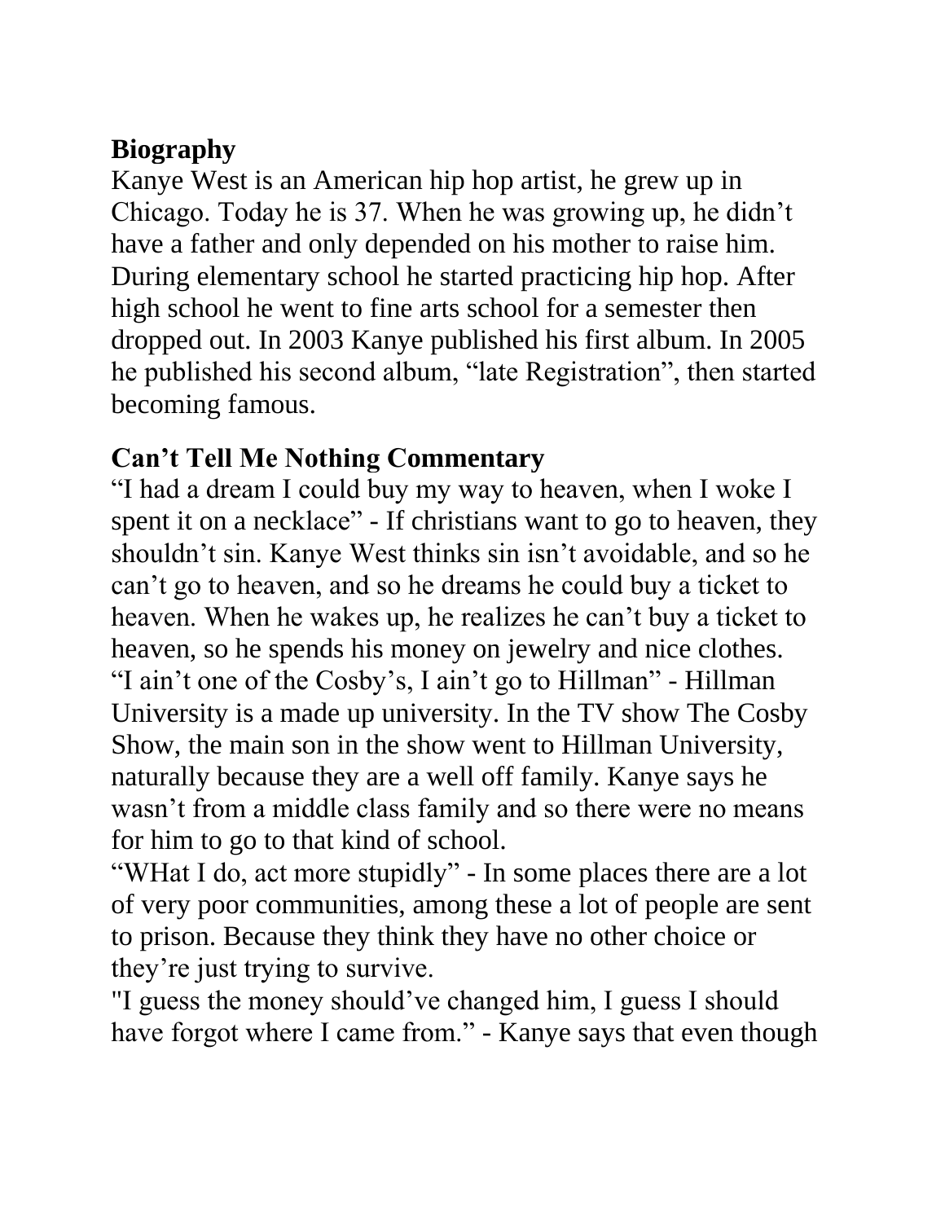## Biography

Kanye West is an American hip hop artist, he grew up in Chicago. Today he is 37. When he was growing up, he didn't have a father and only depended on his mother to raise him. During elementary school he started practicing hip hop. After high school he went to fine arts school for a semester then dropped out. In 2003 Kanye published his first album. In 2005 he published his second album, "late Registration", then started becoming famous.

## Can't Tell Me Nothing Commentary

"I had a dream I could buy my way to heaven, when I woke I spent it on a necklace" - If christians want to go to heaven, they shouldn't sin. Kanye West thinks sin isn't avoidable, and so he can't go to heaven, and so he dreams he could buy a ticket to heaven. When he wakes up, he realizes he can't buy a ticket to heaven, so he spends his money on jewelry and nice clothes.

"I ain't one of the Cosby's, I ain't go to Hillman" - Hillman University is a made up university. In the TV show The Cosby Show, the main son in the show went to Hillman University, naturally because they are a well off family. Kanye says he wasn't from a middle class family and so there were no means for him to go to that kind of school.

"WHat I do, act more stupidly" - In some places there are a lot of very poor communities, among these a lot of people are sent to prison. Because they think they have no other choice or they're just trying to survive.

"I guess the money should've changed him, I guess I should have forgot where I came from." - Kanye says that even though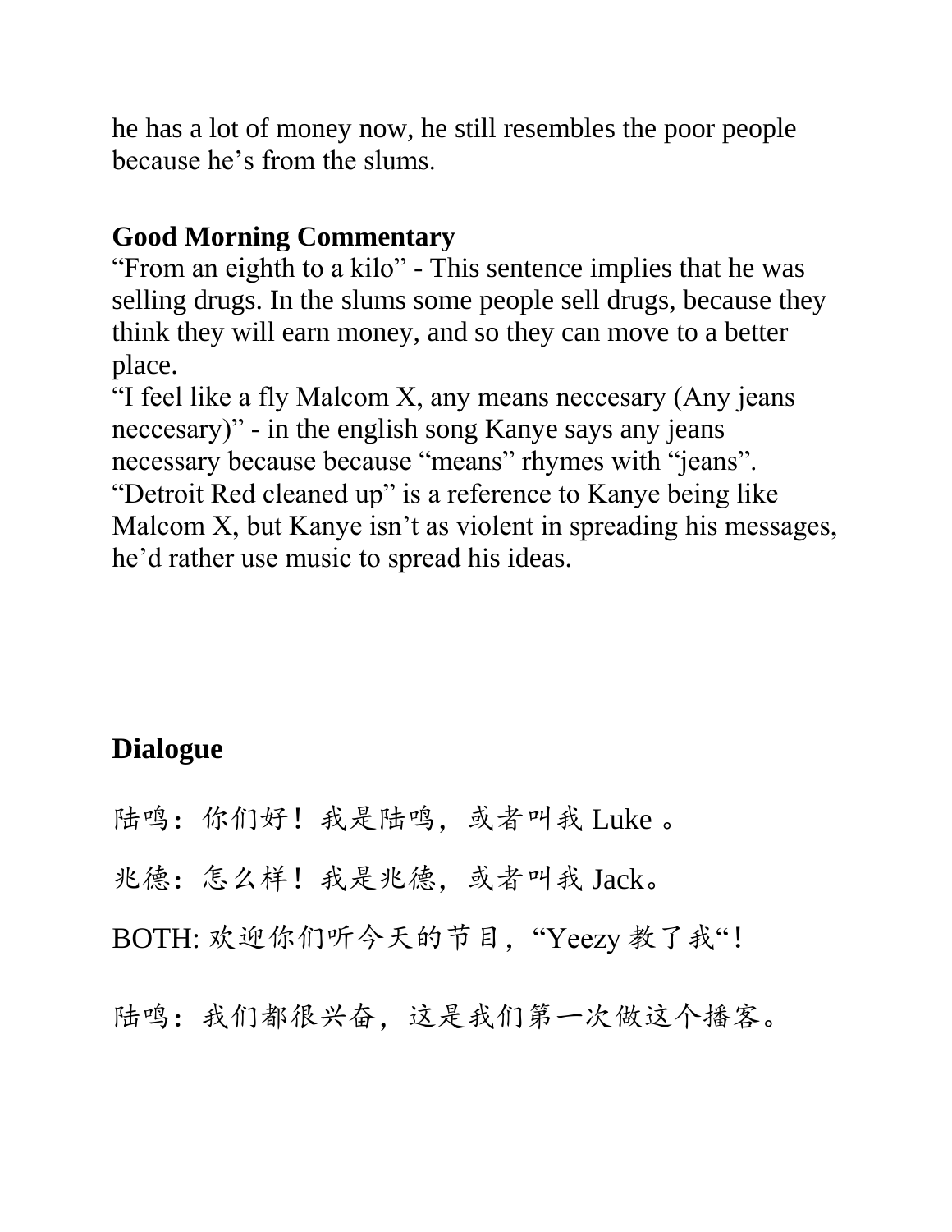he has a lot of money now, he still resembles the poor people because he's from the slums.

**Good Morning Commentary**

"From an eighth to a kilo" - This sentence implies that he was selling drugs. In the slums some people sell drugs, because they think they will earn money, and so they can move to a better place.

"I feel like a fly Malcom X, any means neccesary (Any jeans neccesary)" - in the english song Kanye says any jeans necessary because because "means" rhymes with "jeans".

"Detroit Red cleaned up" is a reference to Kanye being like Malcom X, but Kanye isn't as violent in spreading his messages, he'd rather use music to spread his ideas.

## Dialogue

陆鸣：你们好！我是陆鸣，或者叫我 Luke 。

兆德：怎么样！我是兆德，或者叫我 Jack。

BOTH: 欢迎你们听今天的节目，"Yeezy 教了我"！

陆鸣：我们都很兴奋，这是我们第一次做这个播客。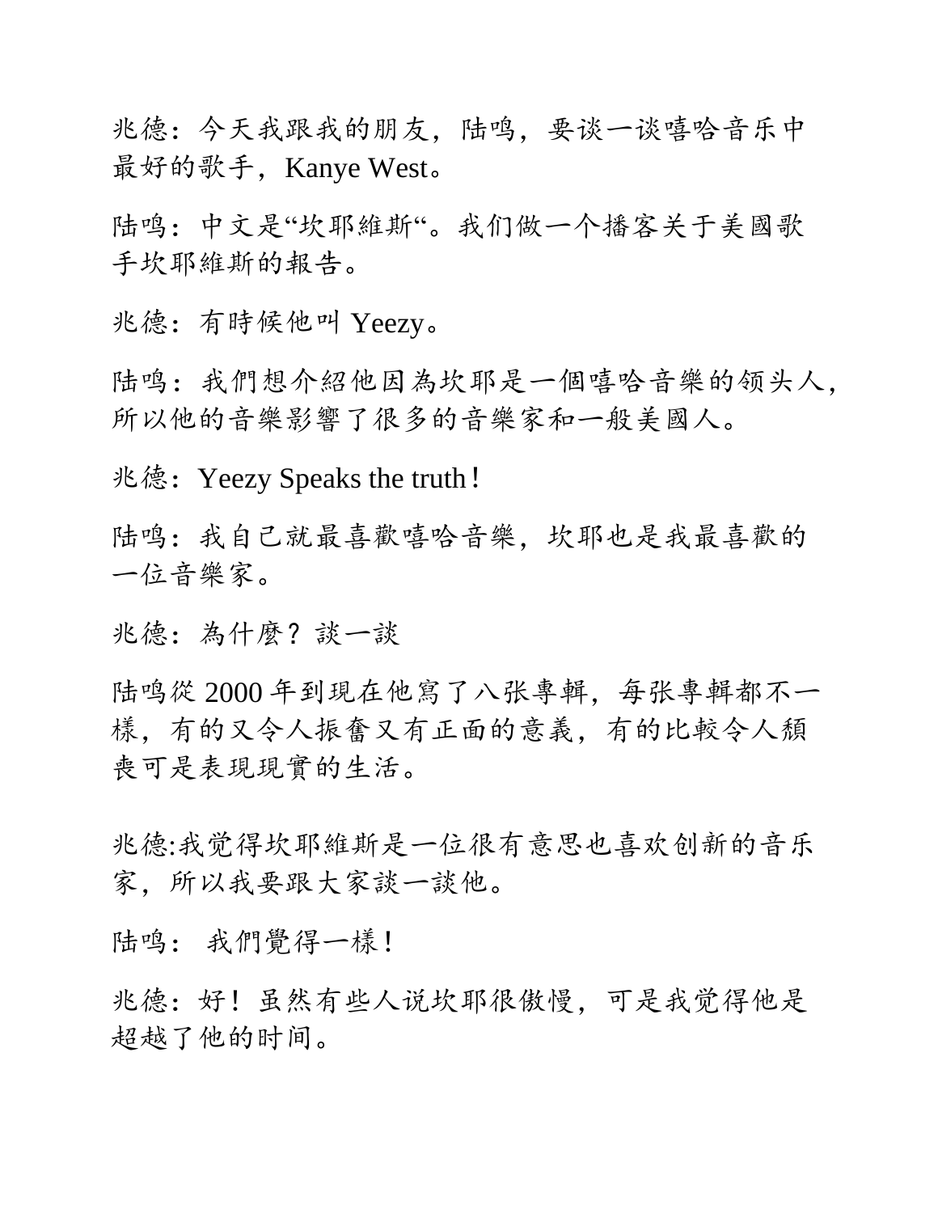兆德：今天我跟我的朋友，陆鸣，要谈一谈嘻哈音乐中最好的歌手，Kanye West。

陆鸣：中文是"坎耶維斯"。我们做一个播客关于美國歌手坎耶維斯的報告。

兆德：有時候他叫 Yeezy。

陆鸣：我們想介紹他因為坎耶是一個嘻哈音樂的领头人，所以他的音樂影響了很多的音樂家和一般美國人。

兆德：Yeezy Speaks the truth！

陆鸣：我自己就最喜歡嘻哈音樂，坎耶也是我最喜歡的一位音樂家。

兆德：為什麼？談一談

陆鸣從 2000 年到現在他寫了八张專輯，每张專輯都不一樣，有的又令人振奮又有正面的意義，有的比較令人頹喪可是表現現實的生活。

兆德:我觉得坎耶維斯是一位很有意思也喜欢创新的音乐家，所以我要跟大家談一談他。

陆鸣： 我們覺得一樣！

兆德：好！虽然有些人说坎耶很傲慢，可是我觉得他是超越了他的时间。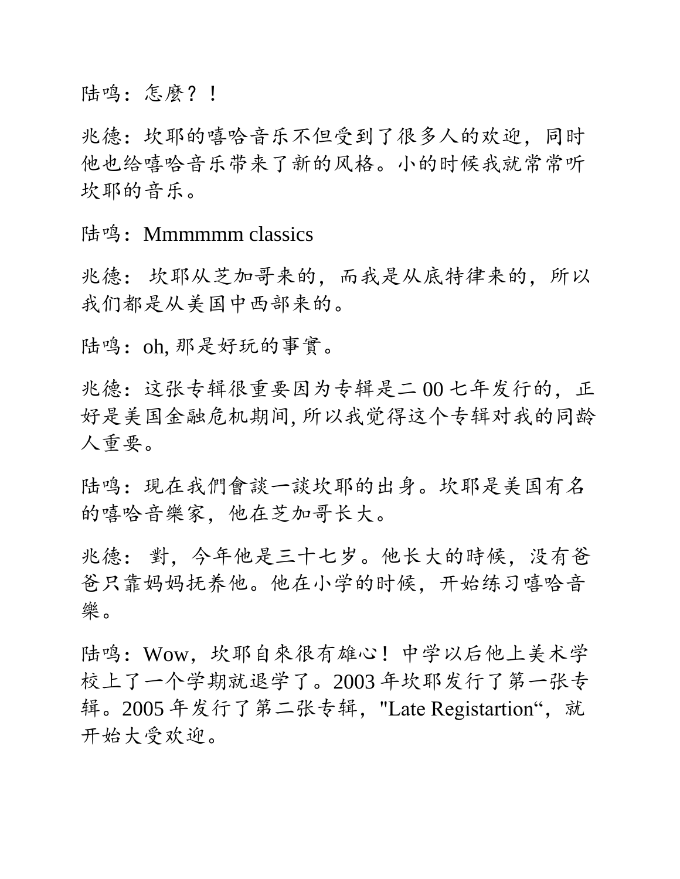陆鸣：怎麼？！

兆德：坎耶的嘻哈音乐不但受到了很多人的欢迎，同时他也给嘻哈音乐带来了新的风格。小的时候我就常常听坎耶的音乐。

陆鸣：Mmmmmm classics

兆德： 坎耶从芝加哥来的，而我是从底特律来的，所以我们都是从美国中西部来的。

陆鸣：oh, 那是好玩的事實。

兆德：这张专辑很重要因为专辑是二 00 七年发行的，正好是美国金融危机期间, 所以我觉得这个专辑对我的同龄人重要。

陆鸣：現在我們會談一談坎耶的出身。坎耶是美国有名的嘻哈音樂家，他在芝加哥长大。

兆德： 對，今年他是三十七岁。他长大的時候，没有爸爸只靠妈妈抚养他。他在小学的时候，开始练习嘻哈音樂。

陆鸣：Wow，坎耶自來很有雄心！中学以后他上美术学校上了一个学期就退学了。2003 年坎耶发行了第一张专辑。2005 年发行了第二张专辑，"Late Registartion“，就开始大受欢迎。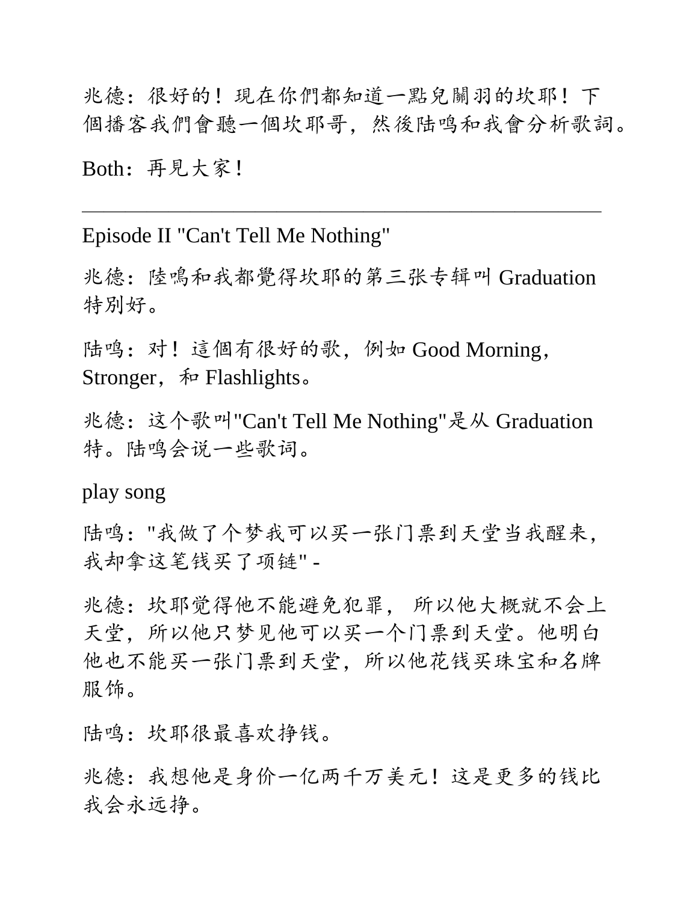兆德：很好的！現在你們都知道一點兒關羽的坎耶！下個播客我們會聽一個坎耶哥，然後陆鸣和我會分析歌詞。

Both：再見大家！

---

Episode II "Can't Tell Me Nothing"

兆德：陸鳴和我都覺得坎耶的第三张专辑叫 Graduation 特别好。

陆鸣：对！這個有很好的歌，例如 Good Morning，Stronger，和 Flashlights。

兆德：这个歌叫"Can't Tell Me Nothing"是从 Graduation 特。陆鸣会说一些歌词。

play song

陆鸣："我做了个梦我可以买一张门票到天堂当我醒来，我却拿这笔钱买了项链" -

兆德：坎耶觉得他不能避免犯罪， 所以他大概就不会上天堂，所以他只梦见他可以买一个门票到天堂。他明白他也不能买一张门票到天堂，所以他花钱买珠宝和名牌服饰。

陆鸣：坎耶很最喜欢挣钱。

兆德：我想他是身价一亿两千万美元！这是更多的钱比我会永远挣。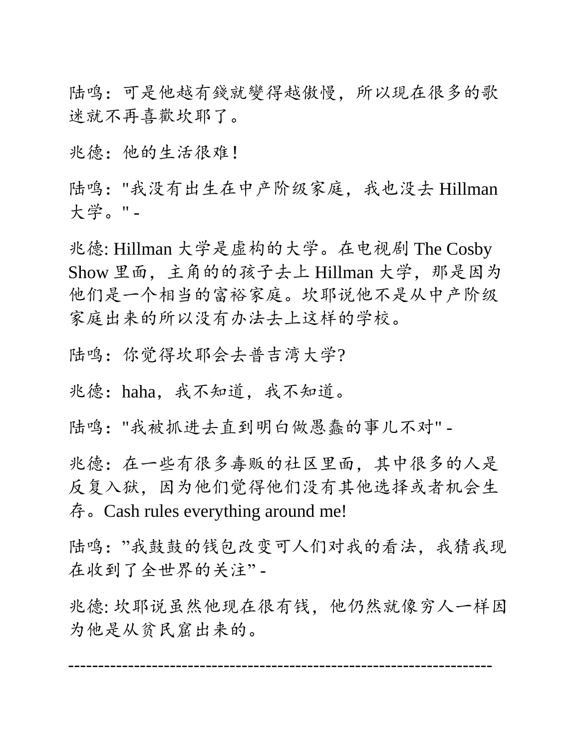陆鸣：可是他越有錢就變得越傲慢，所以現在很多的歌迷就不再喜歡坎耶了。

兆德：他的生活很难！

陆鸣："我没有出生在中产阶级家庭，我也没去 Hillman 大学。" -

兆德: Hillman 大学是虚构的大学。在电视剧 The Cosby Show 里面，主角的的孩子去上 Hillman 大学，那是因为他们是一个相当的富裕家庭。坎耶说他不是从中产阶级家庭出来的所以没有办法去上这样的学校。

陆鸣：你觉得坎耶会去普吉湾大学?

兆德：haha，我不知道，我不知道。

陆鸣："我被抓进去直到明白做愚蠢的事儿不对" -

兆德：在一些有很多毒贩的社区里面，其中很多的人是反复入狱，因为他们觉得他们没有其他选择或者机会生存。Cash rules everything around me!

陆鸣："我鼓鼓的钱包改变可人们对我的看法，我猜我现在收到了全世界的关注" -

兆德: 坎耶说虽然他现在很有钱，他仍然就像穷人一样因为他是从贫民窟出来的。

-----------------------------------------------------------------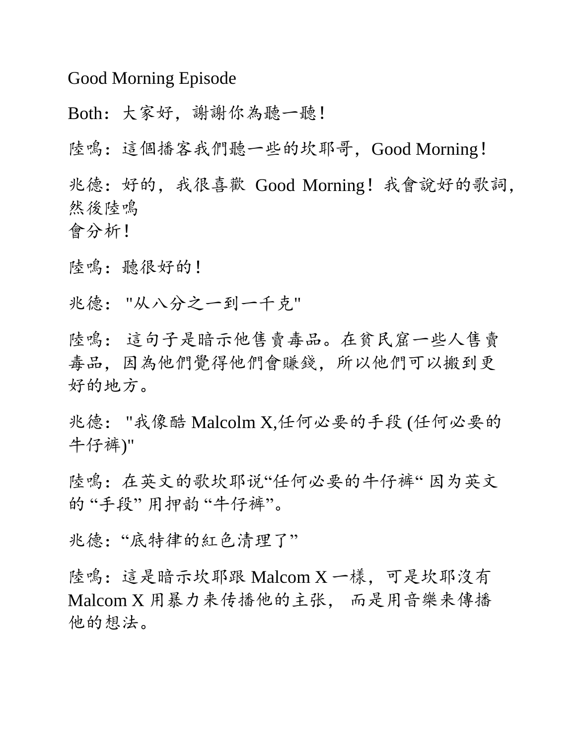Good Morning Episode

Both：大家好，謝謝你為聽一聽！

陸鳴：這個播客我們聽一些的坎耶哥，Good Morning！

兆德：好的，我很喜歡 Good Morning！我會說好的歌詞，然後陸鳴
會分析！

陸鳴：聽很好的！

兆德："从八分之一到一千克"

陸鳴：這句子是暗示他售賣毒品。在貧民窟一些人售賣毒品，因為他們覺得他們會賺錢，所以他們可以搬到更好的地方。

兆德："我像酷 Malcolm X,任何必要的手段 (任何必要的牛仔裤)"

陸鳴：在英文的歌坎耶说"任何必要的牛仔裤" 因为英文的 "手段" 用押韵 "牛仔裤"。

兆德："底特律的紅色清理了"

陸鳴：這是暗示坎耶跟 Malcom X 一樣，可是坎耶沒有 Malcom X 用暴力来传播他的主张， 而是用音樂来傳播他的想法。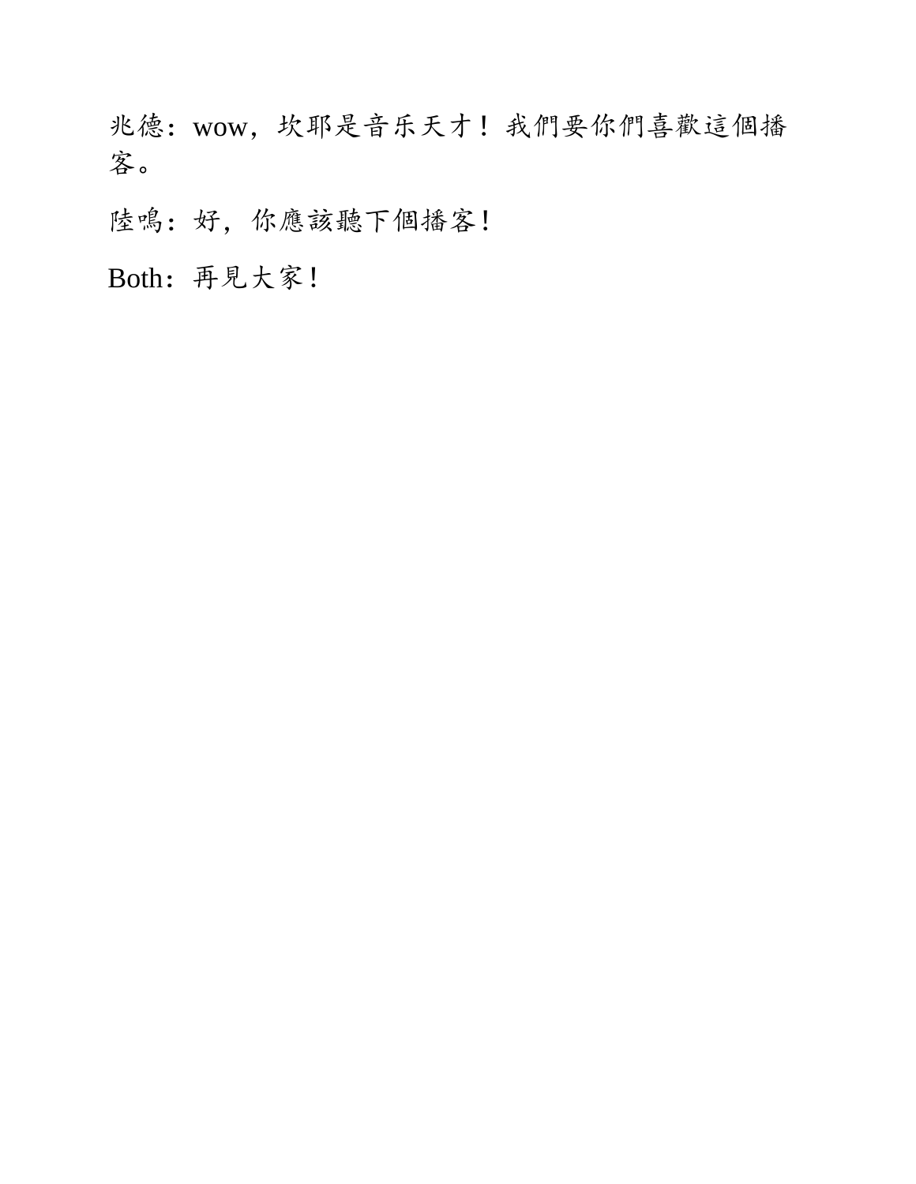兆德：wow，坎耶是音乐天才！我們要你們喜歡這個播客。

陸鳴：好，你應該聽下個播客！

Both：再見大家！